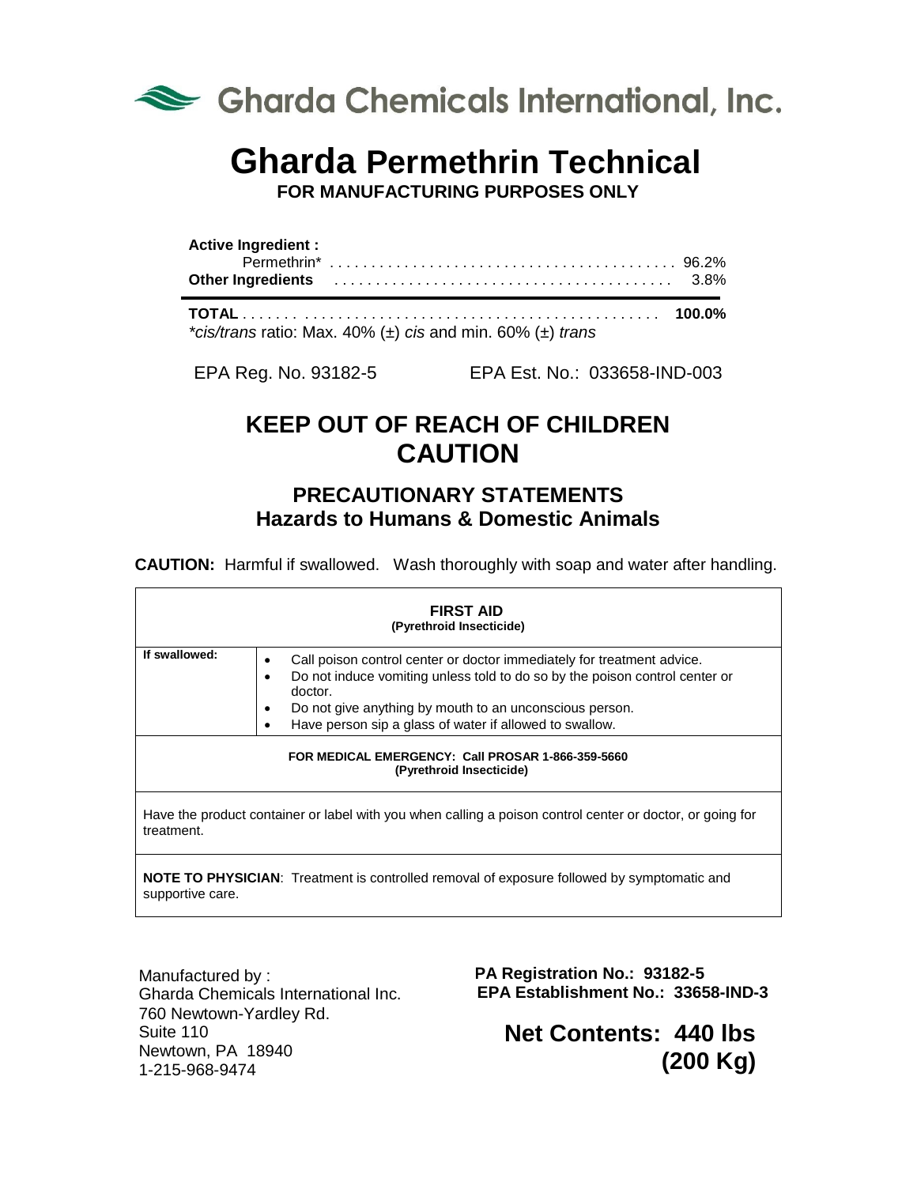Gharda Chemicals International, Inc.

# Gharda Permethrin Technical

**FOR MANUFACTURING PURPOSES ONLY**

| | |
|---|---|
| **Active Ingredient :** | |
| Permethrin* | 96.2% |
| **Other Ingredients** | 3.8% |
| **TOTAL** | **100.0%** |

**cis/trans* ratio: Max. 40% (±) *cis* and min. 60% (±) *trans*

EPA Reg. No. 93182-5 EPA Est. No.: 033658-IND-003

## KEEP OUT OF REACH OF CHILDREN
## CAUTION

### PRECAUTIONARY STATEMENTS
### Hazards to Humans & Domestic Animals

**CAUTION:** Harmful if swallowed. Wash thoroughly with soap and water after handling.

| **FIRST AID** (Pyrethroid Insecticide) | |
|---|---|
| **If swallowed:** | • Call poison control center or doctor immediately for treatment advice.<br>• Do not induce vomiting unless told to do so by the poison control center or doctor.<br>• Do not give anything by mouth to an unconscious person.<br>• Have person sip a glass of water if allowed to swallow. |
| **FOR MEDICAL EMERGENCY: Call PROSAR 1-866-359-5660** (Pyrethroid Insecticide) | |
| Have the product container or label with you when calling a poison control center or doctor, or going for treatment. | |
| **NOTE TO PHYSICIAN**: Treatment is controlled removal of exposure followed by symptomatic and supportive care. | |

Manufactured by :
Gharda Chemicals International Inc.
760 Newtown-Yardley Rd.
Suite 110
Newtown, PA 18940
1-215-968-9474

**PA Registration No.: 93182-5**
**EPA Establishment No.: 33658-IND-3**

**Net Contents: 440 lbs (200 Kg)**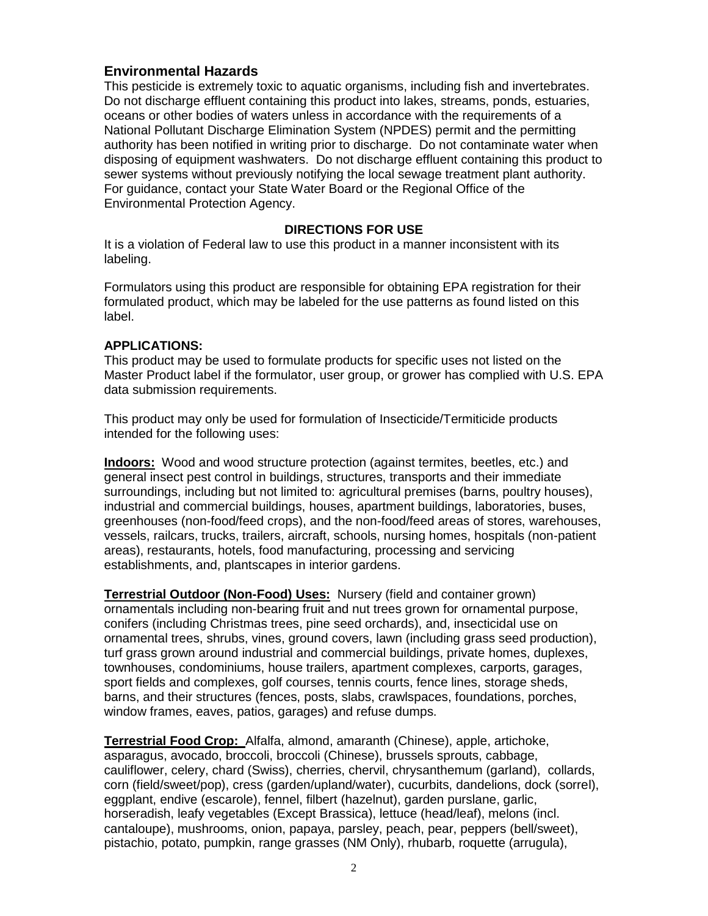## Environmental Hazards

This pesticide is extremely toxic to aquatic organisms, including fish and invertebrates. Do not discharge effluent containing this product into lakes, streams, ponds, estuaries, oceans or other bodies of waters unless in accordance with the requirements of a National Pollutant Discharge Elimination System (NPDES) permit and the permitting authority has been notified in writing prior to discharge. Do not contaminate water when disposing of equipment washwaters. Do not discharge effluent containing this product to sewer systems without previously notifying the local sewage treatment plant authority. For guidance, contact your State Water Board or the Regional Office of the Environmental Protection Agency.

### DIRECTIONS FOR USE

It is a violation of Federal law to use this product in a manner inconsistent with its labeling.

Formulators using this product are responsible for obtaining EPA registration for their formulated product, which may be labeled for the use patterns as found listed on this label.

**APPLICATIONS:**

This product may be used to formulate products for specific uses not listed on the Master Product label if the formulator, user group, or grower has complied with U.S. EPA data submission requirements.

This product may only be used for formulation of Insecticide/Termiticide products intended for the following uses:

**Indoors:** Wood and wood structure protection (against termites, beetles, etc.) and general insect pest control in buildings, structures, transports and their immediate surroundings, including but not limited to: agricultural premises (barns, poultry houses), industrial and commercial buildings, houses, apartment buildings, laboratories, buses, greenhouses (non-food/feed crops), and the non-food/feed areas of stores, warehouses, vessels, railcars, trucks, trailers, aircraft, schools, nursing homes, hospitals (non-patient areas), restaurants, hotels, food manufacturing, processing and servicing establishments, and, plantscapes in interior gardens.

**Terrestrial Outdoor (Non-Food) Uses:** Nursery (field and container grown) ornamentals including non-bearing fruit and nut trees grown for ornamental purpose, conifers (including Christmas trees, pine seed orchards), and, insecticidal use on ornamental trees, shrubs, vines, ground covers, lawn (including grass seed production), turf grass grown around industrial and commercial buildings, private homes, duplexes, townhouses, condominiums, house trailers, apartment complexes, carports, garages, sport fields and complexes, golf courses, tennis courts, fence lines, storage sheds, barns, and their structures (fences, posts, slabs, crawlspaces, foundations, porches, window frames, eaves, patios, garages) and refuse dumps.

**Terrestrial Food Crop:** Alfalfa, almond, amaranth (Chinese), apple, artichoke, asparagus, avocado, broccoli, broccoli (Chinese), brussels sprouts, cabbage, cauliflower, celery, chard (Swiss), cherries, chervil, chrysanthemum (garland), collards, corn (field/sweet/pop), cress (garden/upland/water), cucurbits, dandelions, dock (sorrel), eggplant, endive (escarole), fennel, filbert (hazelnut), garden purslane, garlic, horseradish, leafy vegetables (Except Brassica), lettuce (head/leaf), melons (incl. cantaloupe), mushrooms, onion, papaya, parsley, peach, pear, peppers (bell/sweet), pistachio, potato, pumpkin, range grasses (NM Only), rhubarb, roquette (arrugula),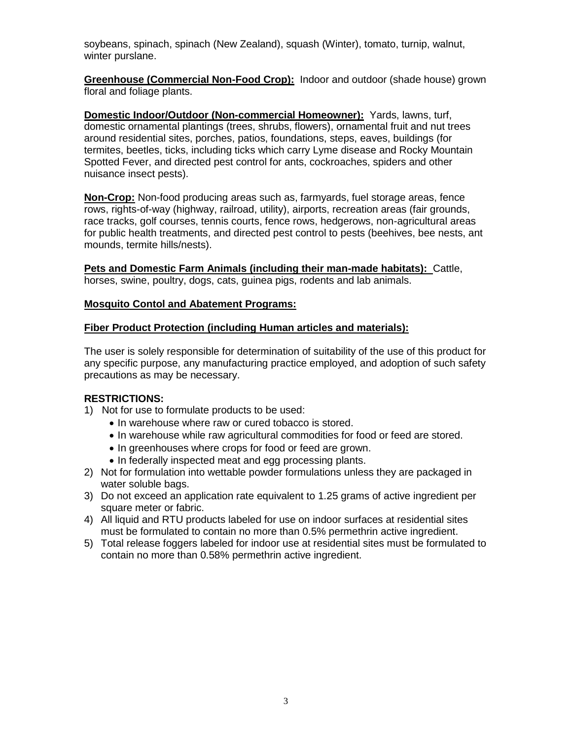soybeans, spinach, spinach (New Zealand), squash (Winter), tomato, turnip, walnut, winter purslane.

**Greenhouse (Commercial Non-Food Crop):** Indoor and outdoor (shade house) grown floral and foliage plants.

**Domestic Indoor/Outdoor (Non-commercial Homeowner):** Yards, lawns, turf, domestic ornamental plantings (trees, shrubs, flowers), ornamental fruit and nut trees around residential sites, porches, patios, foundations, steps, eaves, buildings (for termites, beetles, ticks, including ticks which carry Lyme disease and Rocky Mountain Spotted Fever, and directed pest control for ants, cockroaches, spiders and other nuisance insect pests).

**Non-Crop:** Non-food producing areas such as, farmyards, fuel storage areas, fence rows, rights-of-way (highway, railroad, utility), airports, recreation areas (fair grounds, race tracks, golf courses, tennis courts, fence rows, hedgerows, non-agricultural areas for public health treatments, and directed pest control to pests (beehives, bee nests, ant mounds, termite hills/nests).

**Pets and Domestic Farm Animals (including their man-made habitats):** Cattle, horses, swine, poultry, dogs, cats, guinea pigs, rodents and lab animals.

**Mosquito Contol and Abatement Programs:**

**Fiber Product Protection (including Human articles and materials):**

The user is solely responsible for determination of suitability of the use of this product for any specific purpose, any manufacturing practice employed, and adoption of such safety precautions as may be necessary.

**RESTRICTIONS:**

1) Not for use to formulate products to be used:
   - In warehouse where raw or cured tobacco is stored.
   - In warehouse while raw agricultural commodities for food or feed are stored.
   - In greenhouses where crops for food or feed are grown.
   - In federally inspected meat and egg processing plants.
2) Not for formulation into wettable powder formulations unless they are packaged in water soluble bags.
3) Do not exceed an application rate equivalent to 1.25 grams of active ingredient per square meter or fabric.
4) All liquid and RTU products labeled for use on indoor surfaces at residential sites must be formulated to contain no more than 0.5% permethrin active ingredient.
5) Total release foggers labeled for indoor use at residential sites must be formulated to contain no more than 0.58% permethrin active ingredient.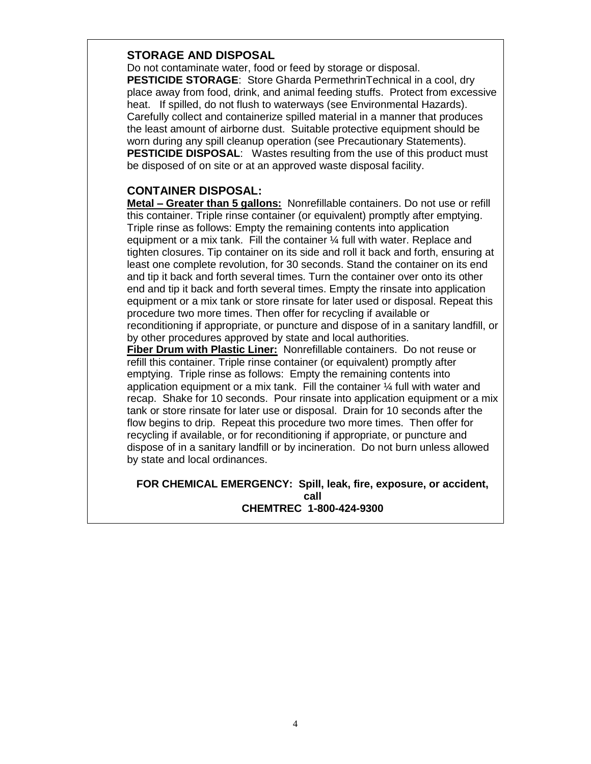## STORAGE AND DISPOSAL

Do not contaminate water, food or feed by storage or disposal.

**PESTICIDE STORAGE**: Store Gharda PermethrinTechnical in a cool, dry place away from food, drink, and animal feeding stuffs. Protect from excessive heat. If spilled, do not flush to waterways (see Environmental Hazards). Carefully collect and containerize spilled material in a manner that produces the least amount of airborne dust. Suitable protective equipment should be worn during any spill cleanup operation (see Precautionary Statements).

**PESTICIDE DISPOSAL**: Wastes resulting from the use of this product must be disposed of on site or at an approved waste disposal facility.

## CONTAINER DISPOSAL:

**Metal – Greater than 5 gallons:** Nonrefillable containers. Do not use or refill this container. Triple rinse container (or equivalent) promptly after emptying. Triple rinse as follows: Empty the remaining contents into application equipment or a mix tank. Fill the container ¼ full with water. Replace and tighten closures. Tip container on its side and roll it back and forth, ensuring at least one complete revolution, for 30 seconds. Stand the container on its end and tip it back and forth several times. Turn the container over onto its other end and tip it back and forth several times. Empty the rinsate into application equipment or a mix tank or store rinsate for later used or disposal. Repeat this procedure two more times. Then offer for recycling if available or reconditioning if appropriate, or puncture and dispose of in a sanitary landfill, or by other procedures approved by state and local authorities.

**Fiber Drum with Plastic Liner:** Nonrefillable containers. Do not reuse or refill this container. Triple rinse container (or equivalent) promptly after emptying. Triple rinse as follows: Empty the remaining contents into application equipment or a mix tank. Fill the container ¼ full with water and recap. Shake for 10 seconds. Pour rinsate into application equipment or a mix tank or store rinsate for later use or disposal. Drain for 10 seconds after the flow begins to drip. Repeat this procedure two more times. Then offer for recycling if available, or for reconditioning if appropriate, or puncture and dispose of in a sanitary landfill or by incineration. Do not burn unless allowed by state and local ordinances.

**FOR CHEMICAL EMERGENCY: Spill, leak, fire, exposure, or accident, call**
**CHEMTREC 1-800-424-9300**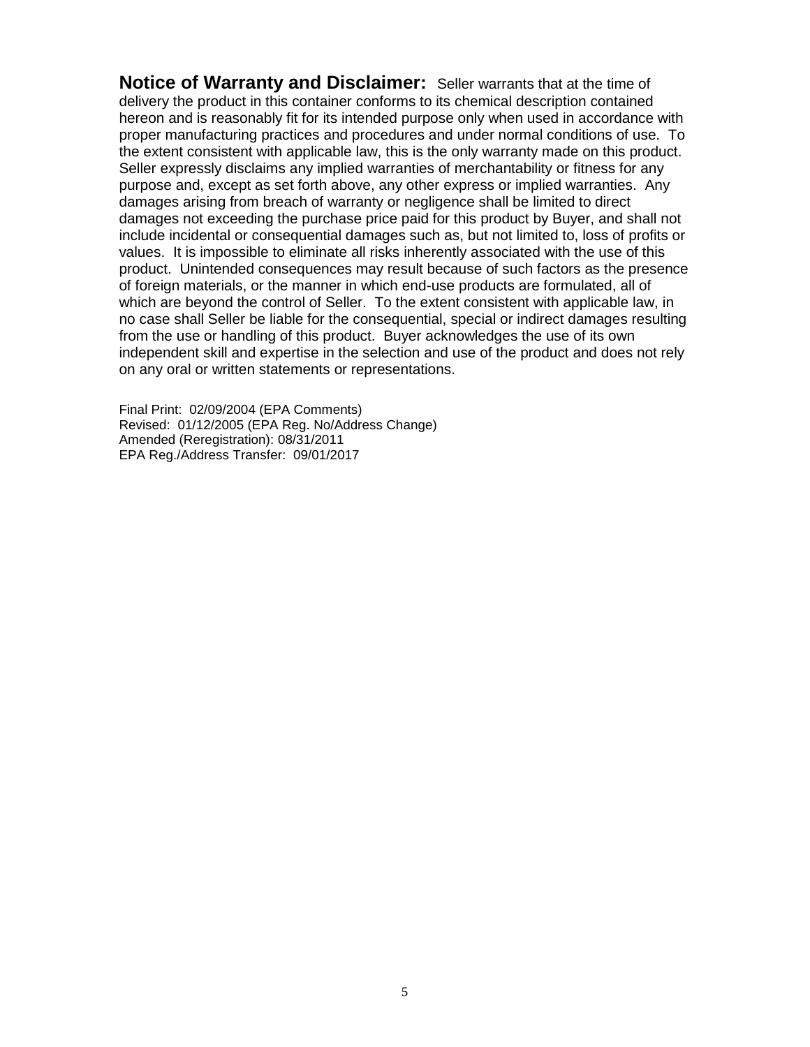**Notice of Warranty and Disclaimer:** Seller warrants that at the time of delivery the product in this container conforms to its chemical description contained hereon and is reasonably fit for its intended purpose only when used in accordance with proper manufacturing practices and procedures and under normal conditions of use. To the extent consistent with applicable law, this is the only warranty made on this product. Seller expressly disclaims any implied warranties of merchantability or fitness for any purpose and, except as set forth above, any other express or implied warranties. Any damages arising from breach of warranty or negligence shall be limited to direct damages not exceeding the purchase price paid for this product by Buyer, and shall not include incidental or consequential damages such as, but not limited to, loss of profits or values. It is impossible to eliminate all risks inherently associated with the use of this product. Unintended consequences may result because of such factors as the presence of foreign materials, or the manner in which end-use products are formulated, all of which are beyond the control of Seller. To the extent consistent with applicable law, in no case shall Seller be liable for the consequential, special or indirect damages resulting from the use or handling of this product. Buyer acknowledges the use of its own independent skill and expertise in the selection and use of the product and does not rely on any oral or written statements or representations.

Final Print: 02/09/2004 (EPA Comments)
Revised: 01/12/2005 (EPA Reg. No/Address Change)
Amended (Reregistration): 08/31/2011
EPA Reg./Address Transfer: 09/01/2017